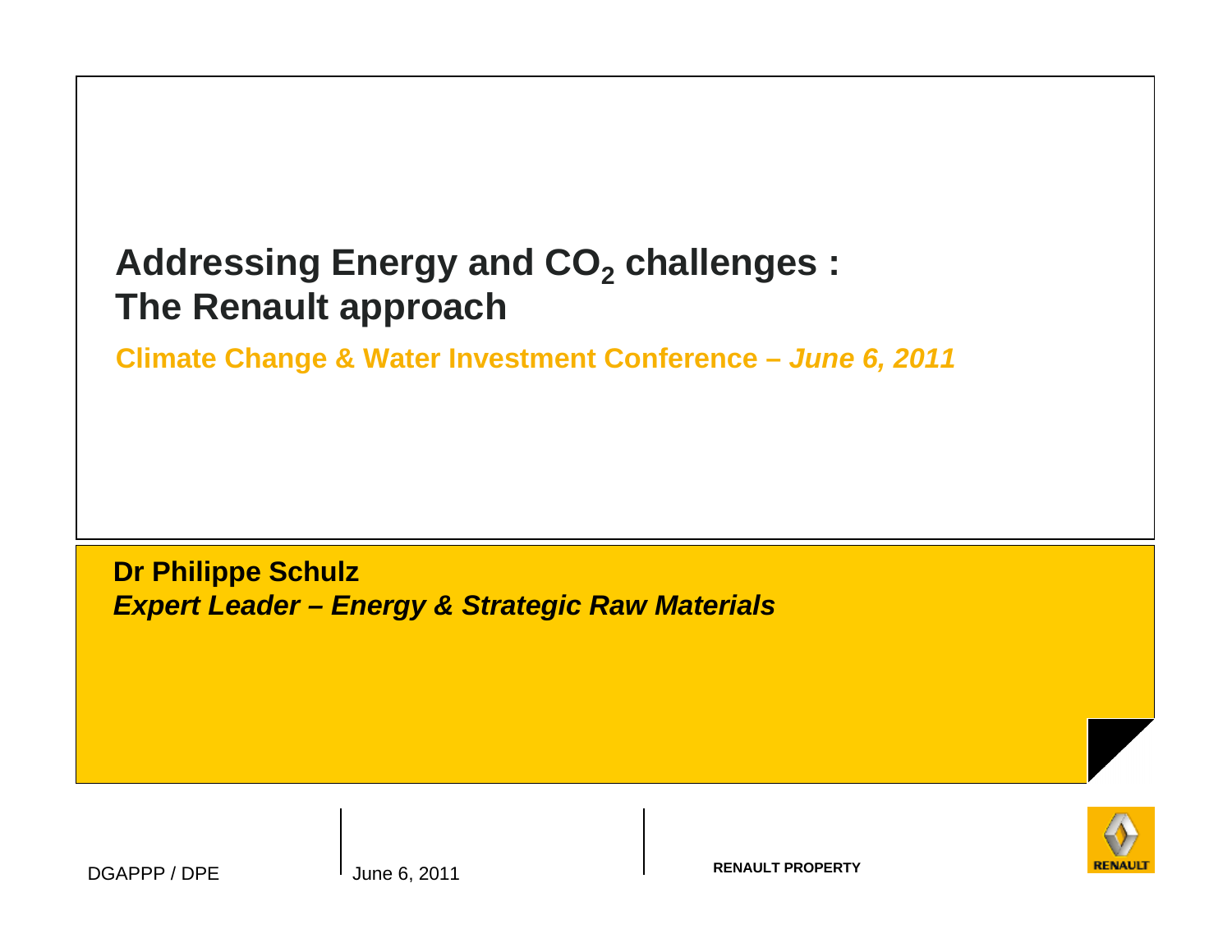# Addressing Energy and $CO_2$ challenges : The Renault approach

**Climate Change & Water Investment Conference – *June 6, 2011***

**Dr Philippe Schulz**
***Expert Leader – Energy & Strategic Raw Materials***

DGAPPP / DPE

June 6, 2011

**RENAULT PROPERTY**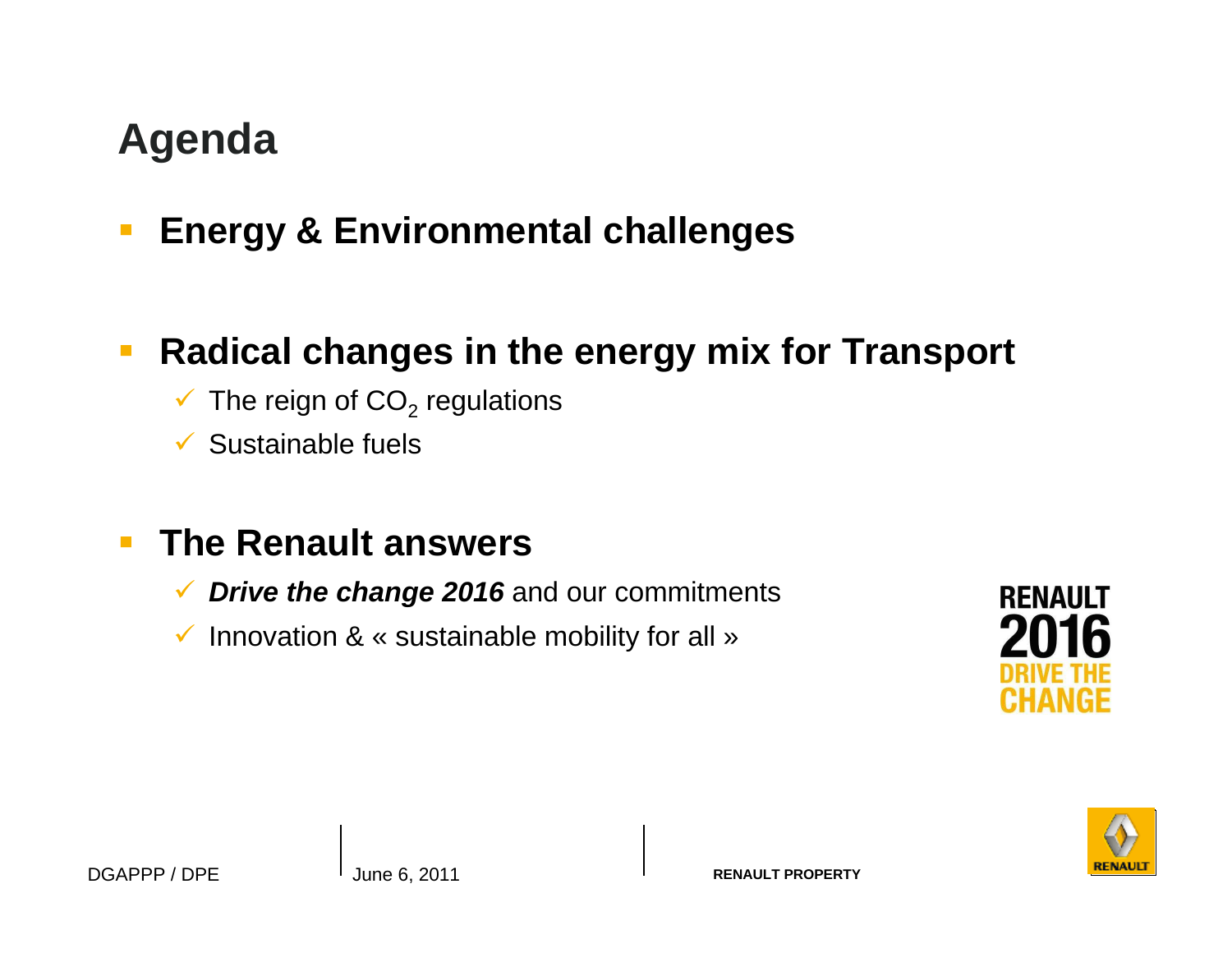# Agenda

- **Energy & Environmental challenges**

- **Radical changes in the energy mix for Transport**
  - ✓ The reign of $CO_2$ regulations
  - ✓ Sustainable fuels

- **The Renault answers**
  - ✓ ***Drive the change 2016*** and our commitments
  - ✓ Innovation & « sustainable mobility for all »

RENAULT 2016 DRIVE THE CHANGE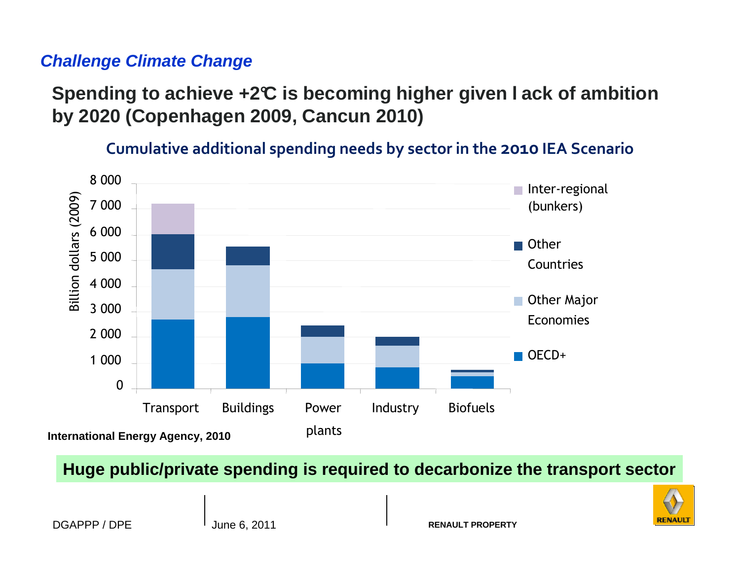*Challenge Climate Change*

## Spending to achieve +2℃ is becoming higher given l ack of ambition by 2020 (Copenhagen 2009, Cancun 2010)

**Cumulative additional spending needs by sector in the 2010 IEA Scenario**

| Sector | OECD+ | Other Major Economies | Other Countries | Inter-regional (bunkers) |
|---|---|---|---|---|
| Transport | ~2 700 | ~2 000 | ~1 300 | ~1 200 |
| Buildings | ~2 800 | ~2 000 | ~700 | |
| Power plants | ~1 000 | ~1 000 | ~450 | |
| Industry | ~850 | ~800 | ~350 | |
| Biofuels | ~500 | ~150 | ~100 | |

Billion dollars (2009)

**International Energy Agency, 2010**

**Huge public/private spending is required to decarbonize the transport sector**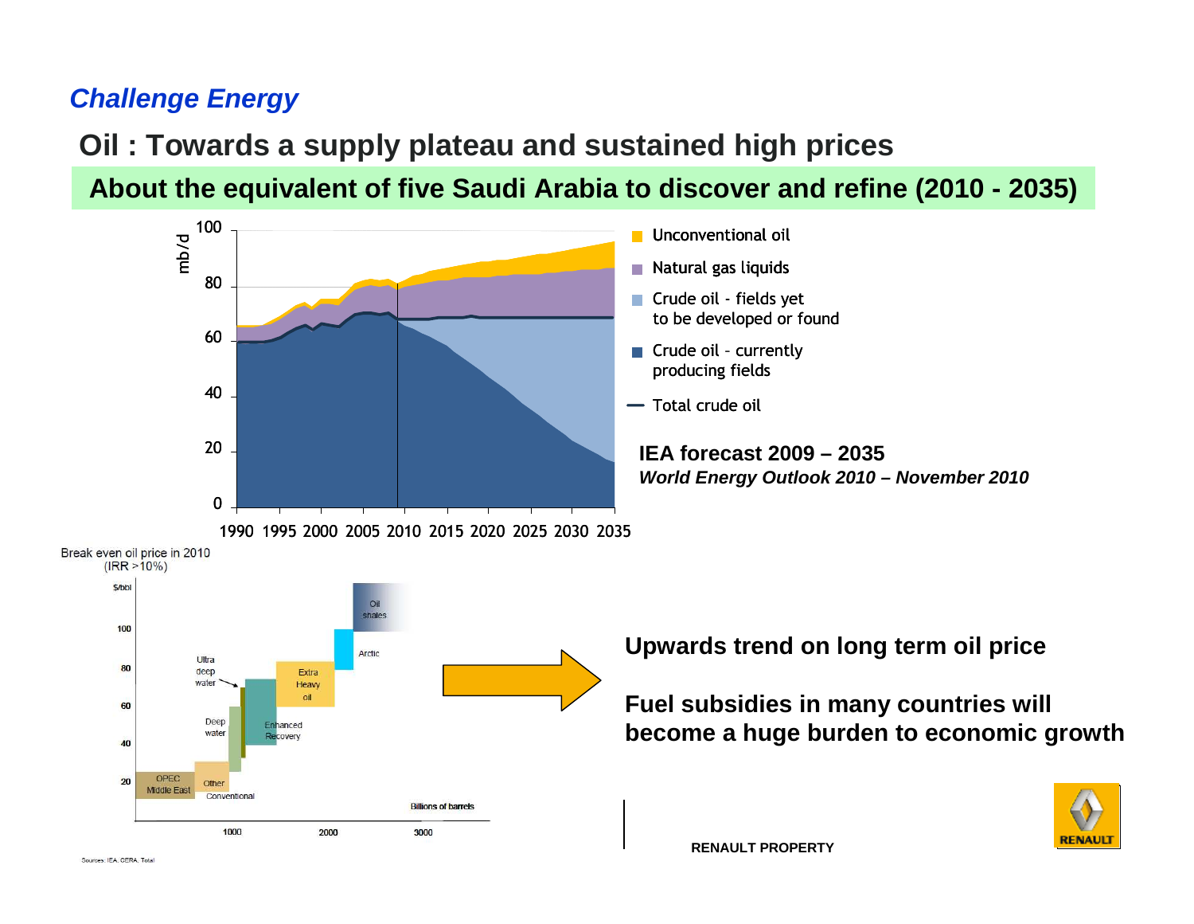*Challenge Energy*

## Oil : Towards a supply plateau and sustained high prices

### About the equivalent of five Saudi Arabia to discover and refine (2010 - 2035)

mb/d

100
80
60
40
20
0

1990 1995 2000 2005 2010 2015 2020 2025 2030 2035

- Unconventional oil
- Natural gas liquids
- Crude oil - fields yet to be developed or found
- Crude oil - currently producing fields
- Total crude oil

**IEA forecast 2009 – 2035**
***World Energy Outlook 2010 – November 2010***

Break even oil price in 2010
(IRR >10%)

$/bbl

100
80
60
40
20

OPEC Middle East — Other Conventional — Deep water — Ultra deep water — Enhanced Recovery — Extra Heavy oil — Arctic — Oil shales

1000 2000 3000

Billions of barrels

**Upwards trend on long term oil price**

**Fuel subsidies in many countries will become a huge burden to economic growth**

Sources: IEA, CERA, Total

RENAULT PROPERTY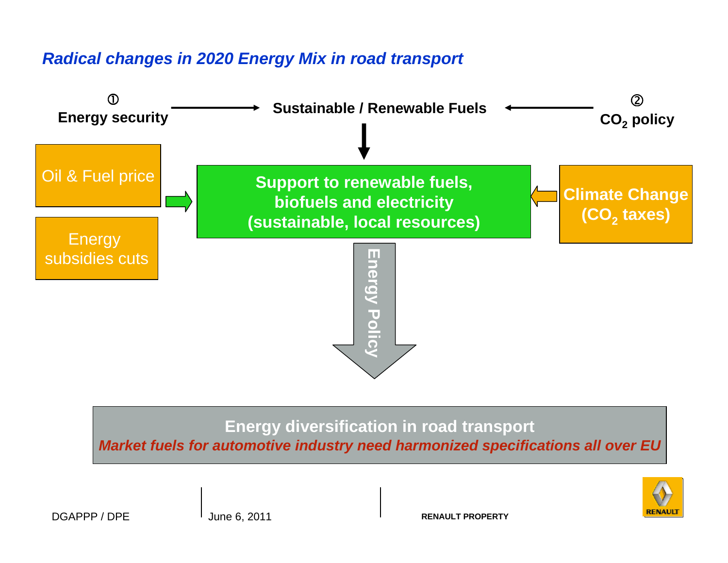## *Radical changes in 2020 Energy Mix in road transport*

① **Energy security** → **Sustainable / Renewable Fuels** ← ② **$CO_2$ policy**

Oil & Fuel price

Energy subsidies cuts

**Support to renewable fuels, biofuels and electricity (sustainable, local resources)**

**Climate Change ($CO_2$ taxes)**

**Energy Policy**

**Energy diversification in road transport**

***Market fuels for automotive industry need harmonized specifications all over EU***

DGAPPP / DPE | June 6, 2011 | RENAULT PROPERTY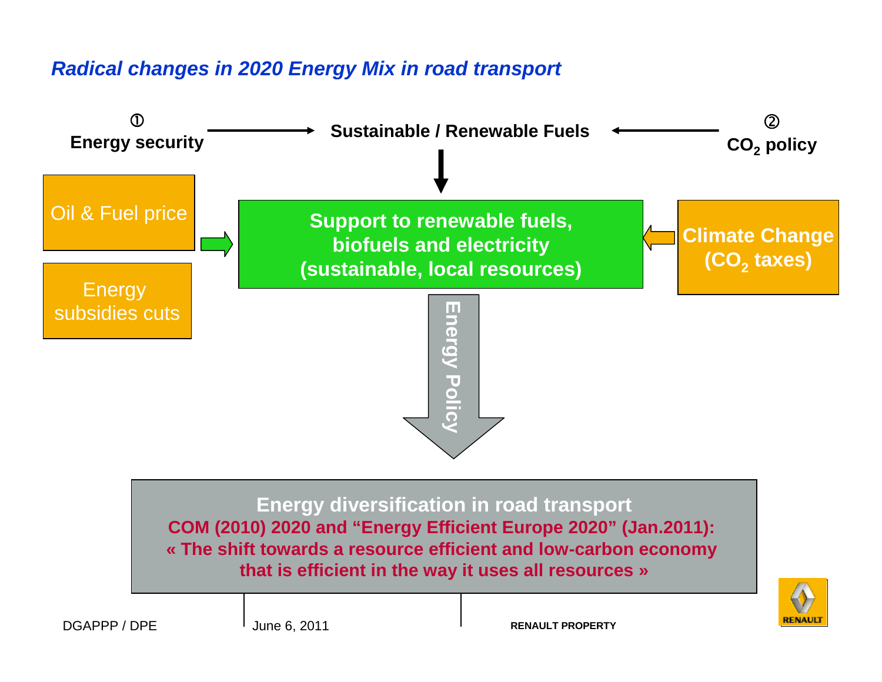# Radical changes in 2020 Energy Mix in road transport

① **Energy security** → **Sustainable / Renewable Fuels** ← ② **$CO_2$ policy**

Oil & Fuel price

Energy subsidies cuts

**Support to renewable fuels, biofuels and electricity (sustainable, local resources)**

**Climate Change ($CO_2$ taxes)**

**Energy Policy**

**Energy diversification in road transport**

**COM (2010) 2020 and "Energy Efficient Europe 2020" (Jan.2011):**

**« The shift towards a resource efficient and low-carbon economy that is efficient in the way it uses all resources »**

DGAPPP / DPE | June 6, 2011 | RENAULT PROPERTY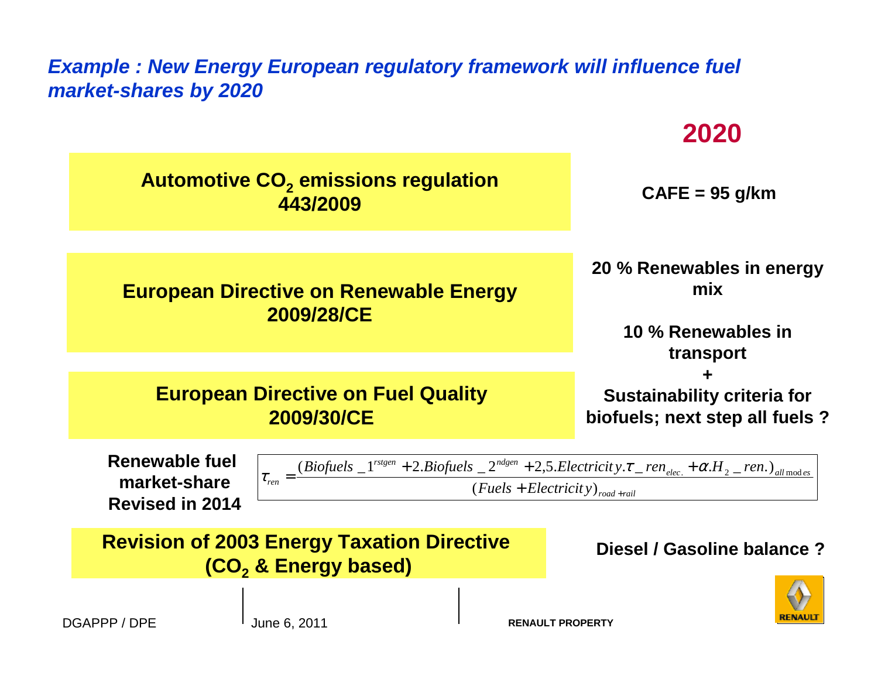## *Example : New Energy European regulatory framework will influence fuel market-shares by 2020*

**2020**

| Regulation | 2020 |
|---|---|
| **Automotive $CO_2$ emissions regulation 443/2009** | **CAFE = 95 g/km** |
| **European Directive on Renewable Energy 2009/28/CE** | **20 % Renewables in energy mix** |
| | **10 % Renewables in transport** |
| **European Directive on Fuel Quality 2009/30/CE** | **+ Sustainability criteria for biofuels; next step all fuels ?** |

**Renewable fuel market-share Revised in 2014**

$$\tau_{ren} = \frac{(Biofuels\_1^{rstgen} + 2.Biofuels\_2^{ndgen} + 2{,}5.Electricity.\tau\_ren_{elec.} + \alpha.H_2\_ren.)_{all\,modes}}{(Fuels + Electricity)_{road+rail}}$$

| Regulation | 2020 |
|---|---|
| **Revision of 2003 Energy Taxation Directive ($CO_2$ & Energy based)** | **Diesel / Gasoline balance ?** |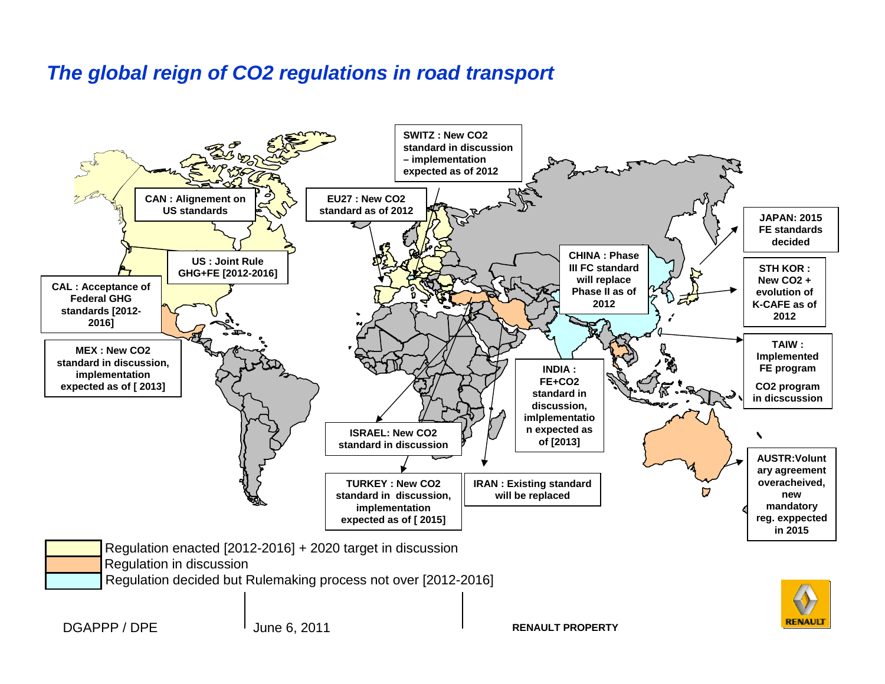# The global reign of CO2 regulations in road transport

**CAN : Alignement on US standards**

**US : Joint Rule GHG+FE [2012-2016]**

**CAL : Acceptance of Federal GHG standards [2012-2016]**

**MEX : New CO2 standard in discussion, implementation expected as of [ 2013]**

**SWITZ : New CO2 standard in discussion – implementation expected as of 2012**

**EU27 : New CO2 standard as of 2012**

**ISRAEL: New CO2 standard in discussion**

**TURKEY : New CO2 standard in discussion, implementation expected as of [ 2015]**

**IRAN : Existing standard will be replaced**

**INDIA : FE+CO2 standard in discussion, imlplementation expected as of [2013]**

**CHINA : Phase III FC standard will replace Phase II as of 2012**

**JAPAN: 2015 FE standards decided**

**STH KOR : New CO2 + evolution of K-CAFE as of 2012**

**TAIW : Implemented FE program**

**CO2 program in dicscussion**

**AUSTR:Voluntary agreement overacheived, new mandatory reg. exppected in 2015**

- Regulation enacted [2012-2016] + 2020 target in discussion
- Regulation in discussion
- Regulation decided but Rulemaking process not over [2012-2016]

DGAPPP / DPE | June 6, 2011 | **RENAULT PROPERTY**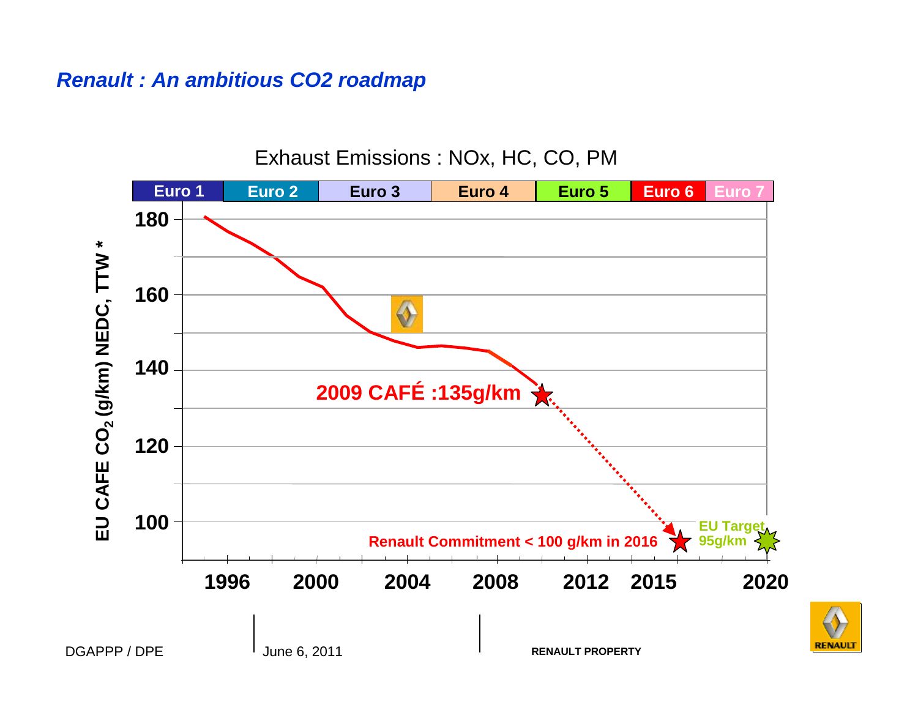# Renault : An ambitious CO2 roadmap

Exhaust Emissions : NOx, HC, CO, PM

| Euro 1 | Euro 2 | Euro 3 | Euro 4 | Euro 5 | Euro 6 | Euro 7 |
|---|---|---|---|---|---|---|

EU CAFE $CO_2$ (g/km) NEDC, TTW *

180

160

140

120

100

2009 CAFÉ :135g/km

Renault Commitment < 100 g/km in 2016

EU Target 95g/km

1996 2000 2004 2008 2012 2015 2020

DGAPPP / DPE

June 6, 2011

RENAULT PROPERTY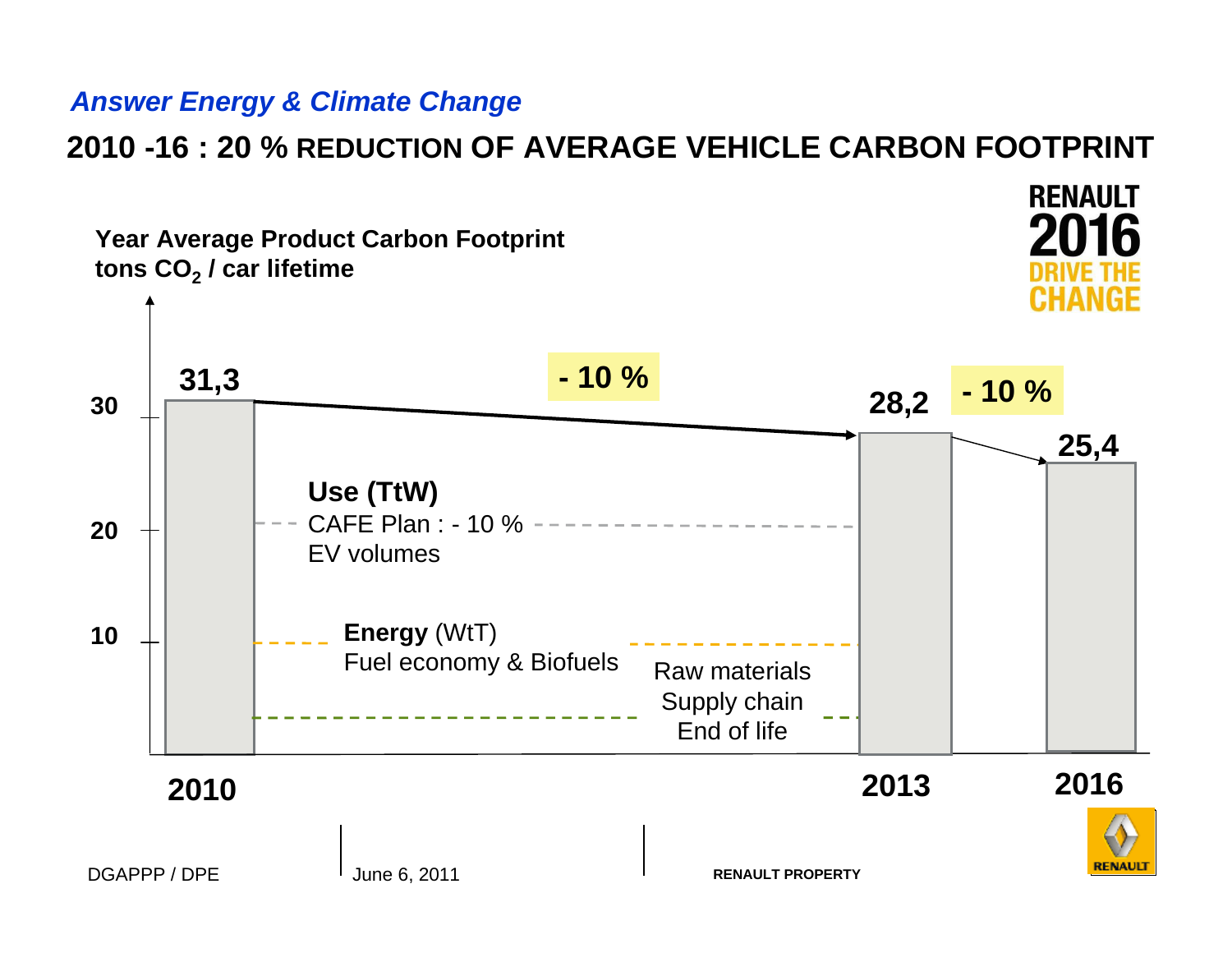*Answer Energy & Climate Change*

# 2010 -16 : 20 % REDUCTION OF AVERAGE VEHICLE CARBON FOOTPRINT

RENAULT 2016 DRIVE THE CHANGE

**Year Average Product Carbon Footprint**
**tons $CO_2$ / car lifetime**

| Year | tons $CO_2$ / car lifetime | Change |
|---|---|---|
| 2010 | 31,3 | |
| 2013 | 28,2 | - 10 % |
| 2016 | 25,4 | - 10 % |

**Use (TtW)**
CAFE Plan : - 10 %
EV volumes

**Energy** (WtT)
Fuel economy & Biofuels

Raw materials
Supply chain
End of life

DGAPPP / DPE | June 6, 2011 | **RENAULT PROPERTY**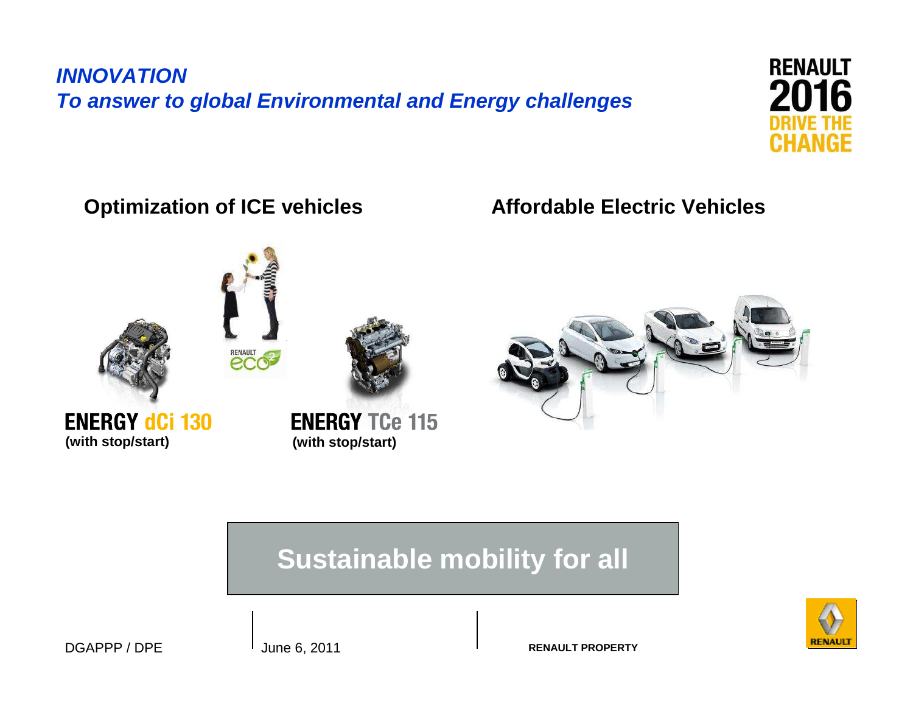# *INNOVATION*
## *To answer to global Environmental and Energy challenges*

### Optimization of ICE vehicles

ENERGY dCi 130
**(with stop/start)**

ENERGY TCe 115
**(with stop/start)**

### Affordable Electric Vehicles

**Sustainable mobility for all**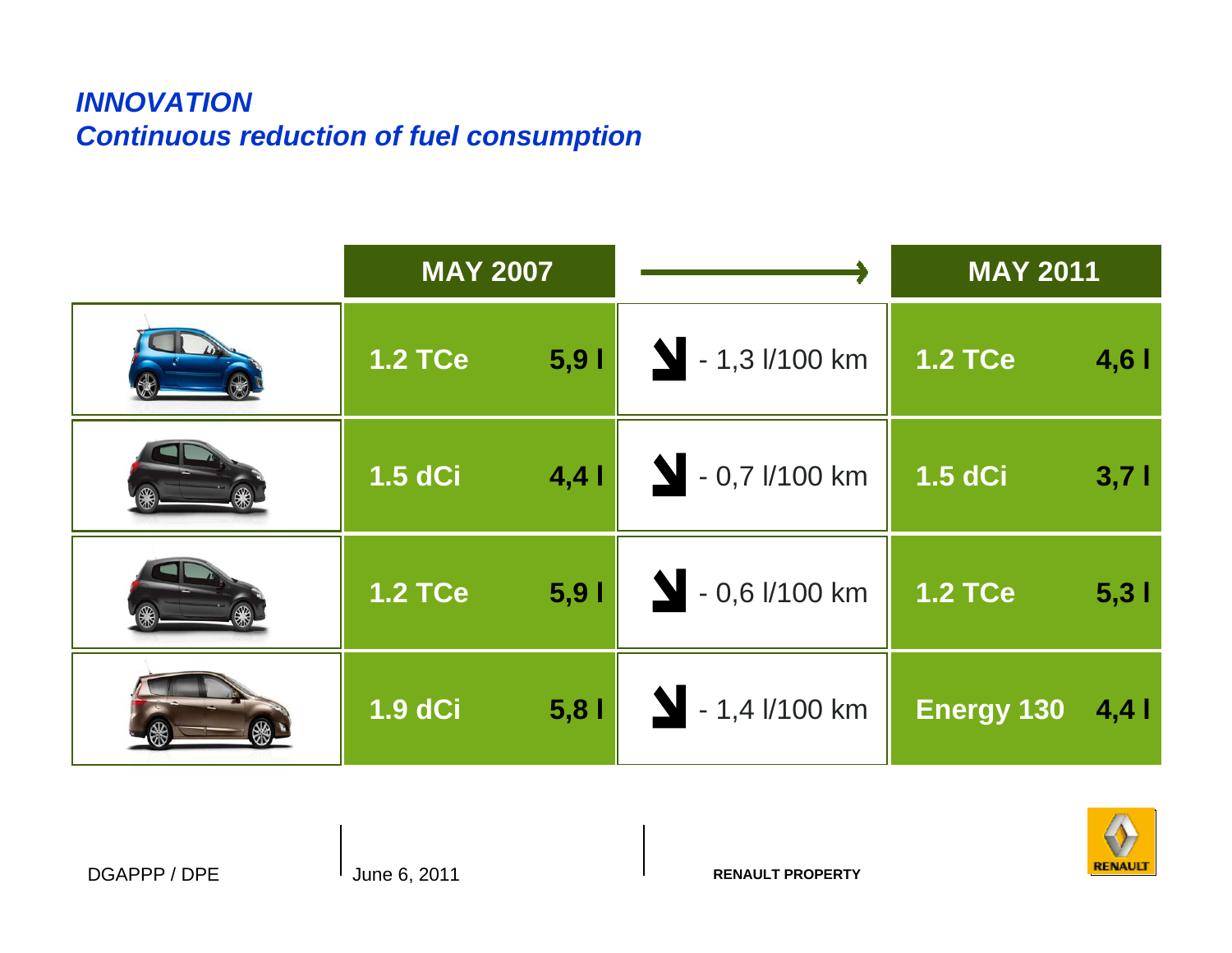## *INNOVATION*
## *Continuous reduction of fuel consumption*

| | MAY 2007 | | → | MAY 2011 | |
|---|---|---|---|---|---|
| | 1.2 TCe | 5,9 l | - 1,3 l/100 km | 1.2 TCe | 4,6 l |
| | 1.5 dCi | 4,4 l | - 0,7 l/100 km | 1.5 dCi | 3,7 l |
| | 1.2 TCe | 5,9 l | - 0,6 l/100 km | 1.2 TCe | 5,3 l |
| | 1.9 dCi | 5,8 l | - 1,4 l/100 km | Energy 130 | 4,4 l |

DGAPPP / DPE | June 6, 2011 | **RENAULT PROPERTY**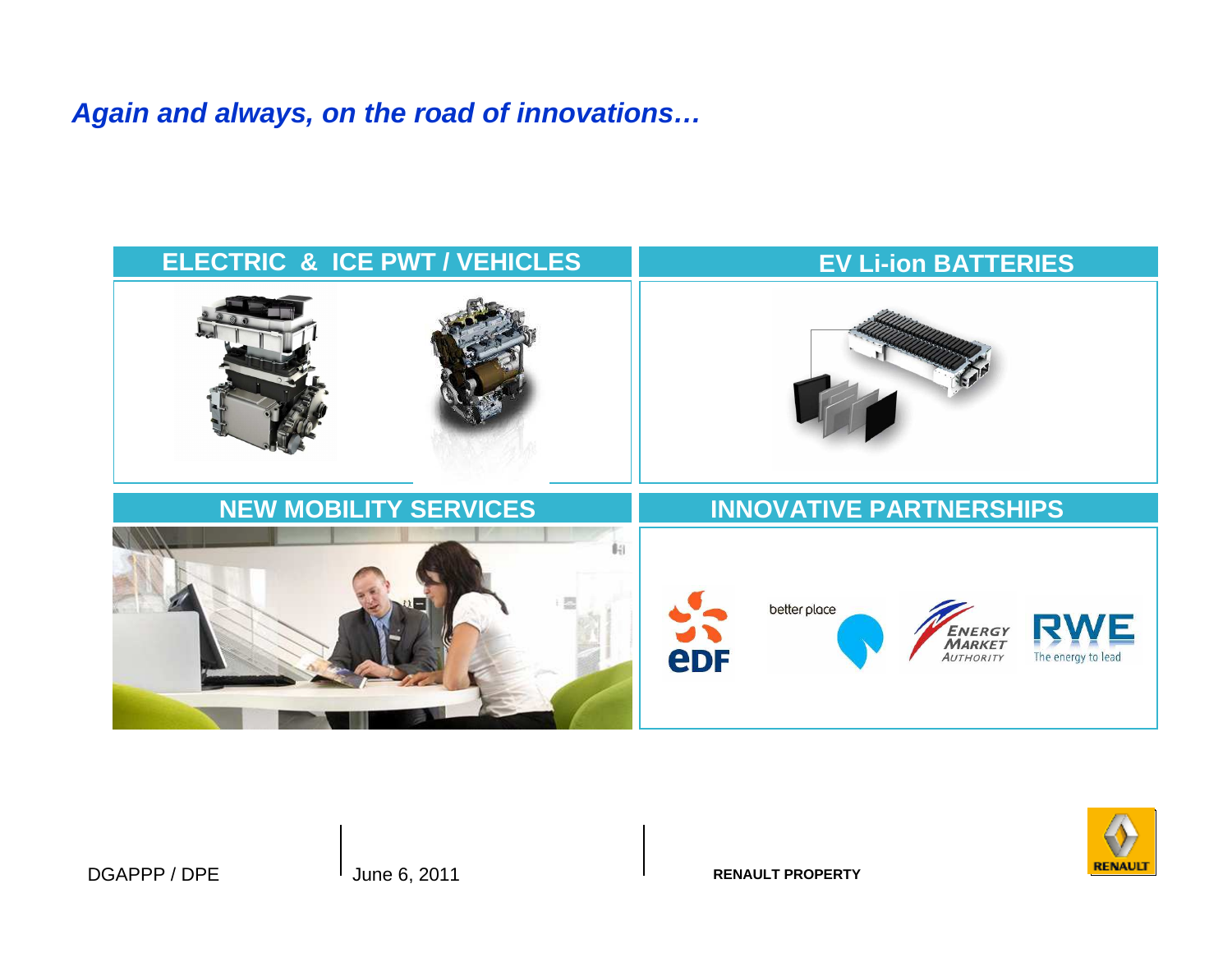*Again and always, on the road of innovations…*

## ELECTRIC & ICE PWT / VEHICLES

## EV Li-ion BATTERIES

## NEW MOBILITY SERVICES

## INNOVATIVE PARTNERSHIPS

eDF

better place

ENERGY MARKET AUTHORITY

RWE The energy to lead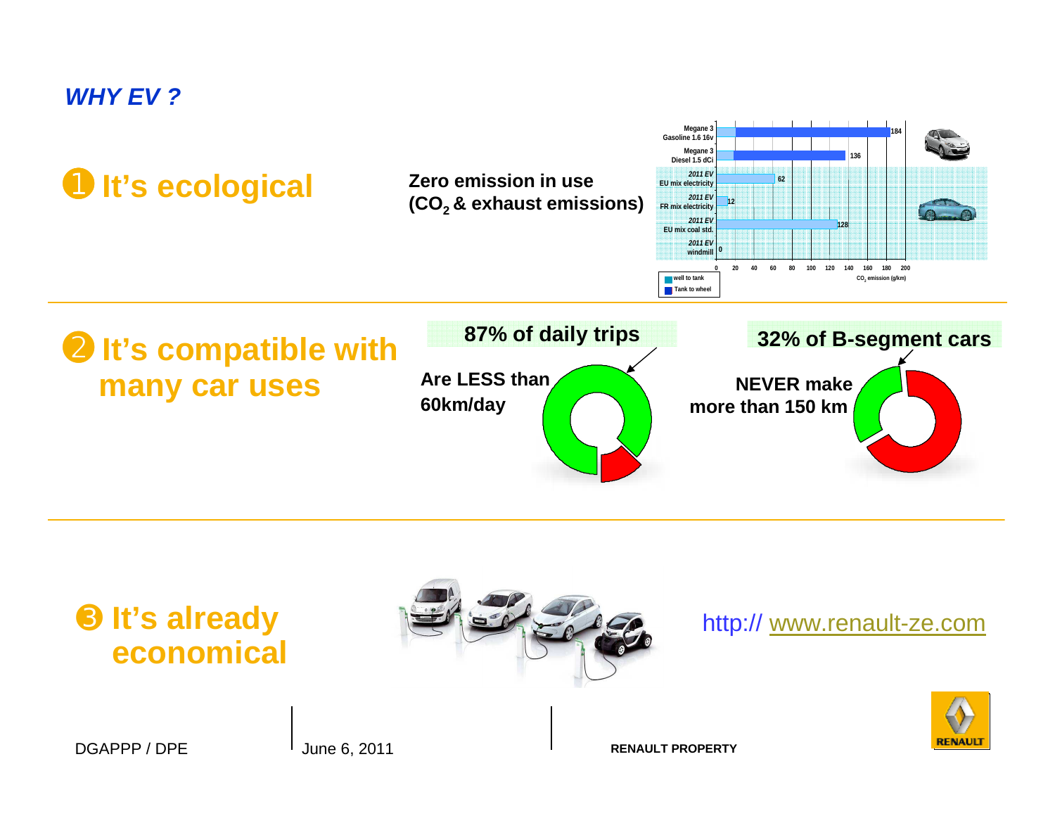*WHY EV ?*

## ➊ It's ecological

**Zero emission in use ($CO_2$ & exhaust emissions)**

| Vehicle | $CO_2$ emission (g/km) |
|---|---|
| Megane 3 Gasoline 1.6 16v | 184 |
| Megane 3 Diesel 1.5 dCi | 136 |
| 2011 EV EU mix electricity | 62 |
| 2011 EV FR mix electricity | 12 |
| 2011 EV EU mix coal std. | 128 |
| 2011 EV windmill | 0 |

Legend: well to tank; Tank to wheel

## ➋ It's compatible with many car uses

**87% of daily trips**
**Are LESS than 60km/day**

**32% of B-segment cars**
**NEVER make more than 150 km**

## ➌ It's already economical

http:// www.renault-ze.com

DGAPPP / DPE | June 6, 2011 | **RENAULT PROPERTY**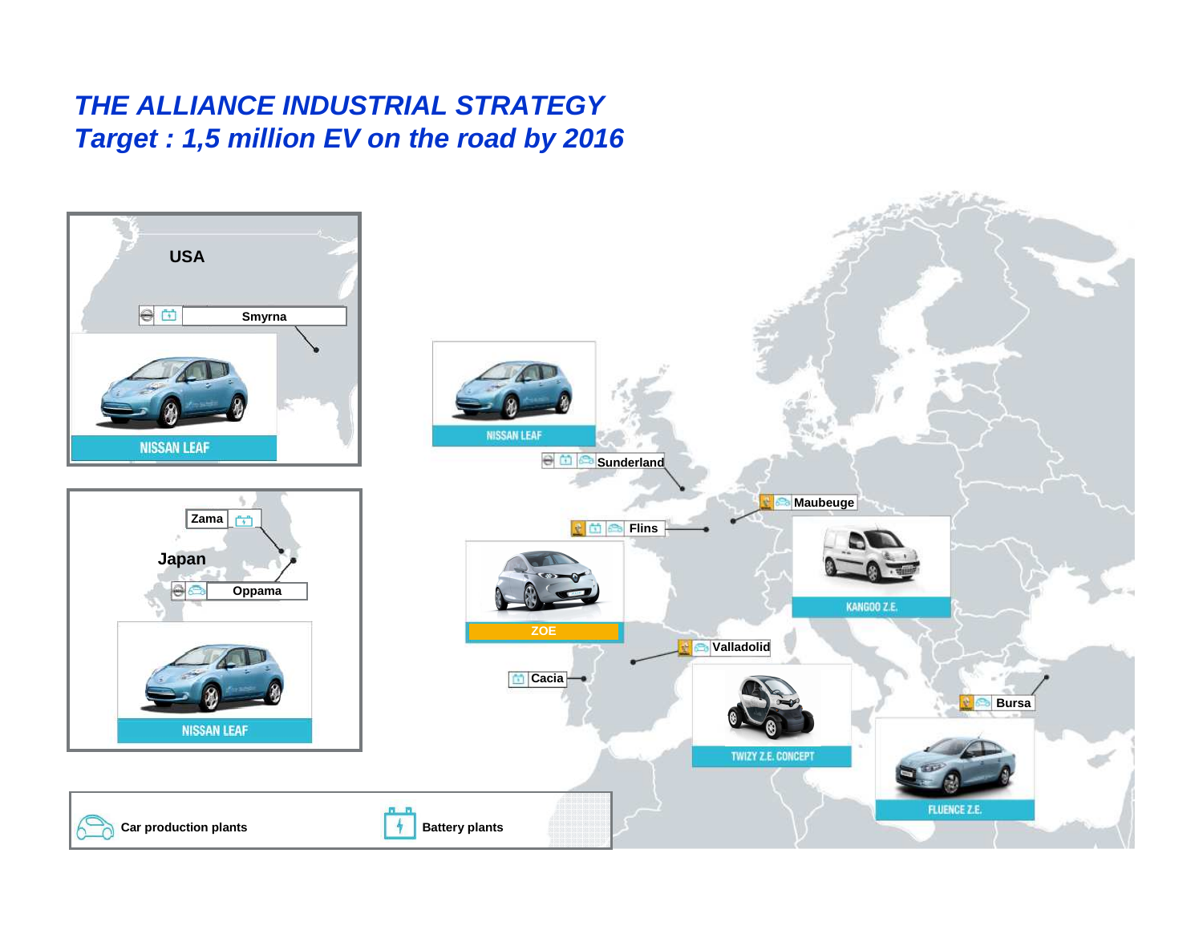# *THE ALLIANCE INDUSTRIAL STRATEGY*
## *Target : 1,5 million EV on the road by 2016*

USA

Smyrna

NISSAN LEAF

Japan

Zama

Oppama

NISSAN LEAF

Sunderland

NISSAN LEAF

Flins

ZOE

Maubeuge

KANGOO Z.E.

Valladolid

Cacia

TWIZY Z.E. CONCEPT

Bursa

FLUENCE Z.E.

Car production plants

Battery plants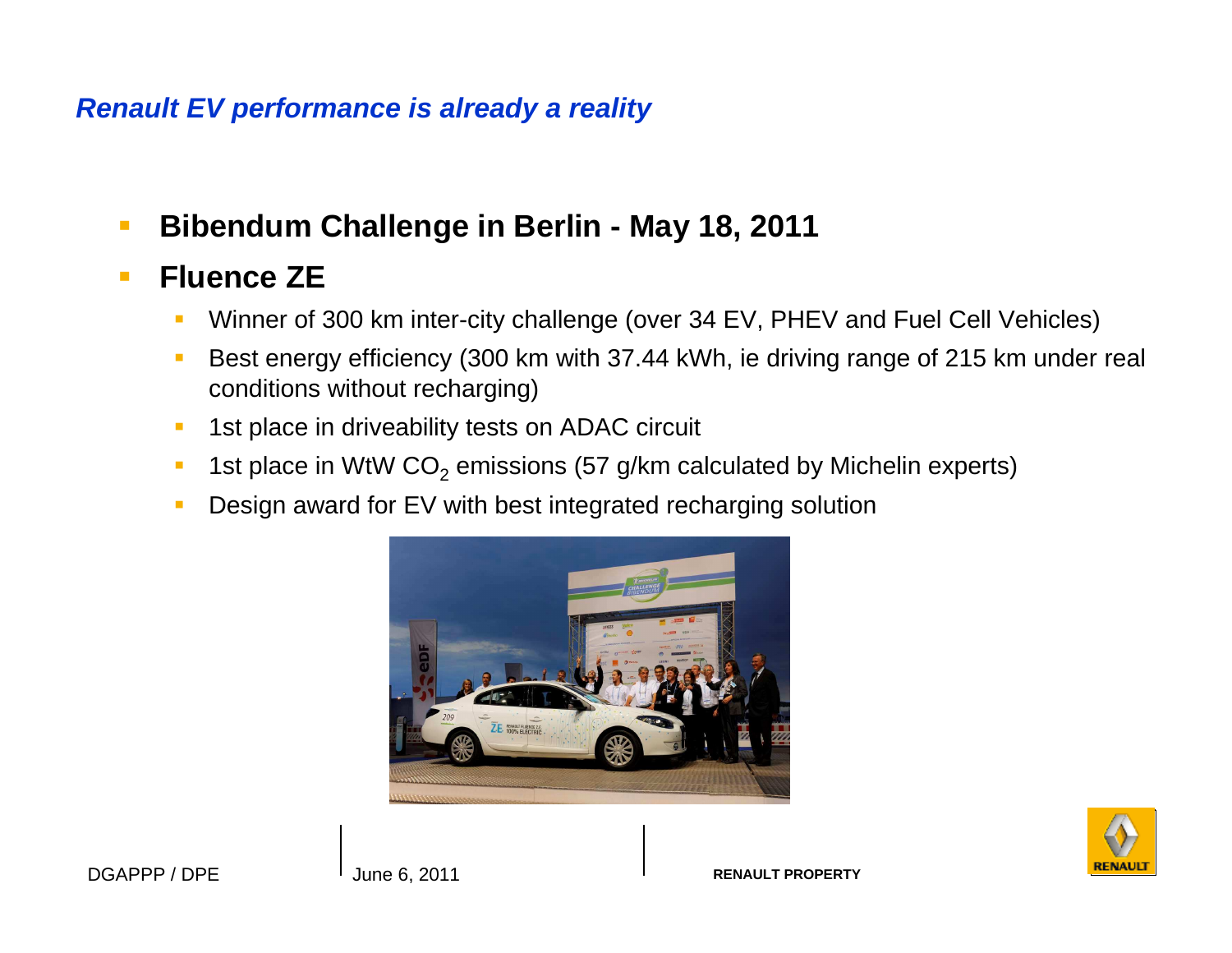## *Renault EV performance is already a reality*

- **Bibendum Challenge in Berlin - May 18, 2011**
- **Fluence ZE**
  - Winner of 300 km inter-city challenge (over 34 EV, PHEV and Fuel Cell Vehicles)
  - Best energy efficiency (300 km with 37.44 kWh, ie driving range of 215 km under real conditions without recharging)
  - 1st place in driveability tests on ADAC circuit
  - 1st place in WtW $CO_2$ emissions (57 g/km calculated by Michelin experts)
  - Design award for EV with best integrated recharging solution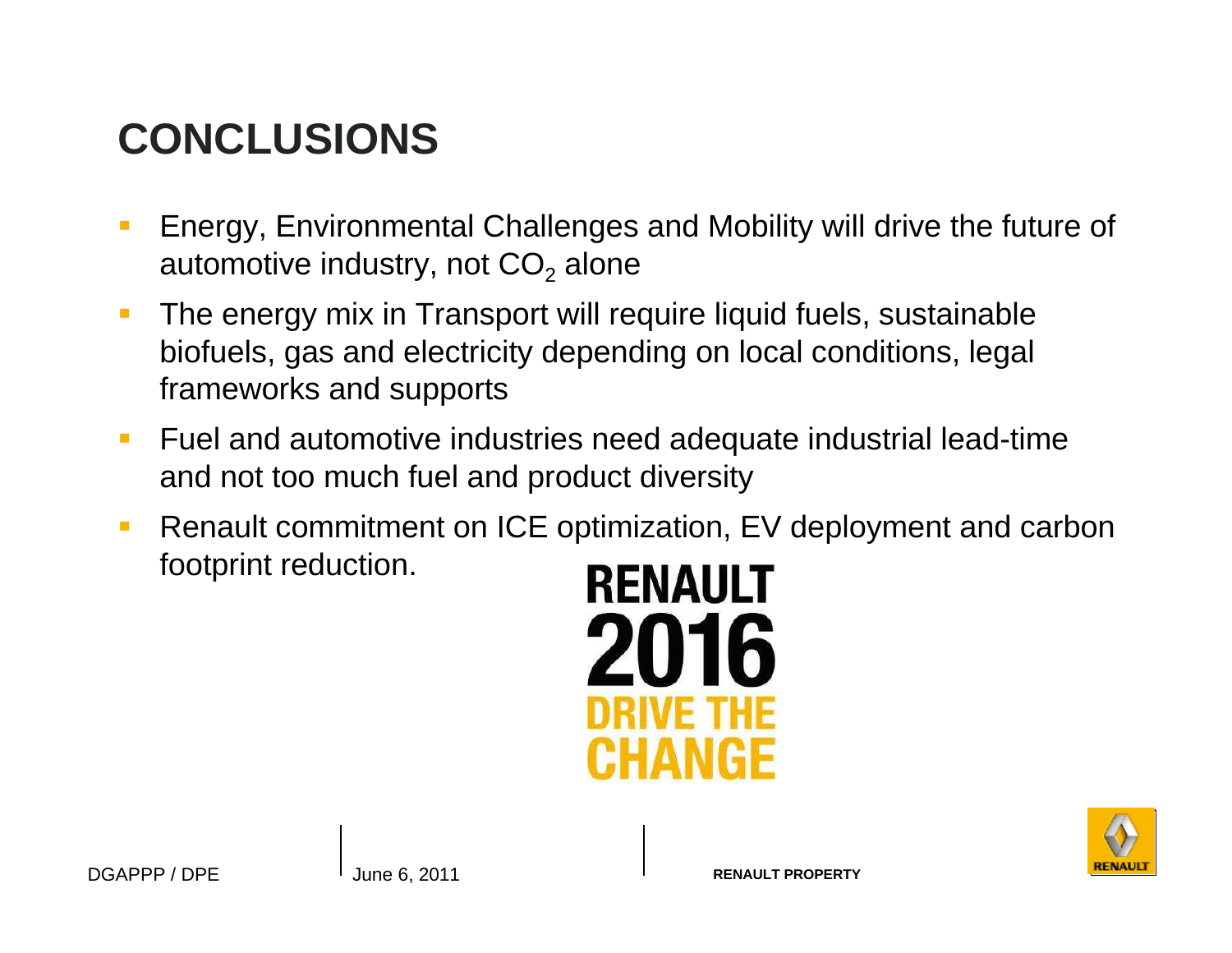# CONCLUSIONS

- Energy, Environmental Challenges and Mobility will drive the future of automotive industry, not $CO_2$ alone
- The energy mix in Transport will require liquid fuels, sustainable biofuels, gas and electricity depending on local conditions, legal frameworks and supports
- Fuel and automotive industries need adequate industrial lead-time and not too much fuel and product diversity
- Renault commitment on ICE optimization, EV deployment and carbon footprint reduction.

RENAULT 2016 DRIVE THE CHANGE